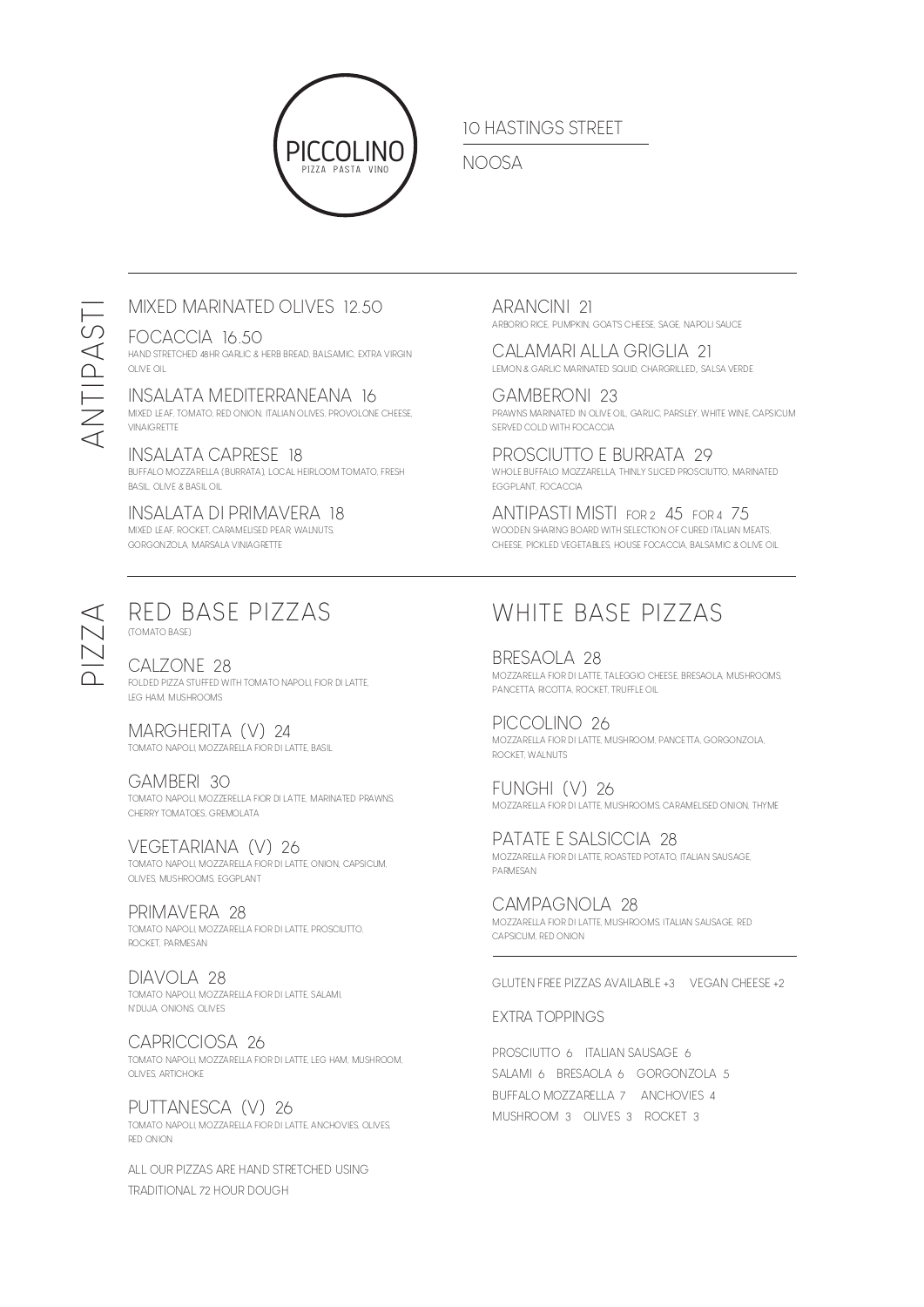# PICCOLINO

PIZZA PASTA VINO

10 HASTINGS STREET

NOOSA

## ANTIPASTI

### MIXED MARINATED OLIVES 12.50

### FOCACCIA 16.50
HAND STRETCHED 48HR GARLIC & HERB BREAD, BALSAMIC, EXTRA VIRGIN OLIVE OIL

### INSALATA MEDITERRANEANA 16
MIXED LEAF, TOMATO, RED ONION, ITALIAN OLIVES, PROVOLONE CHEESE, VINAIGRETTE

### INSALATA CAPRESE 18
BUFFALO MOZZARELLA (BURRATA), LOCAL HEIRLOOM TOMATO, FRESH BASIL, OLIVE & BASIL OIL

### INSALATA DI PRIMAVERA 18
MIXED LEAF, ROCKET, CARAMELISED PEAR, WALNUTS, GORGONZOLA, MARSALA VINIAGRETTE

### ARANCINI 21
ARBORIO RICE, PUMPKIN, GOAT'S CHEESE, SAGE, NAPOLI SAUCE

### CALAMARI ALLA GRIGLIA 21
LEMON & GARLIC MARINATED SQUID, CHARGRILLED, SALSA VERDE

### GAMBERONI 23
PRAWNS MARINATED IN OLIVE OIL, GARLIC, PARSLEY, WHITE WINE, CAPSICUM SERVED COLD WITH FOCACCIA

### PROSCIUTTO E BURRATA 29
WHOLE BUFFALO MOZZARELLA, THINLY SLICED PROSCIUTTO, MARINATED EGGPLANT, FOCACCIA

### ANTIPASTI MISTI FOR 2 45 FOR 4 75
WOODEN SHARING BOARD WITH SELECTION OF CURED ITALIAN MEATS, CHEESE, PICKLED VEGETABLES, HOUSE FOCACCIA, BALSAMIC & OLIVE OIL

## PIZZA

## RED BASE PIZZAS
(TOMATO BASE)

### CALZONE 28
FOLDED PIZZA STUFFED WITH TOMATO NAPOLI, FIOR DI LATTE, LEG HAM, MUSHROOMS

### MARGHERITA (V) 24
TOMATO NAPOLI, MOZZARELLA FIOR DI LATTE, BASIL

### GAMBERI 30
TOMATO NAPOLI, MOZZERELLA FIOR DI LATTE, MARINATED PRAWNS, CHERRY TOMATOES, GREMOLATA

### VEGETARIANA (V) 26
TOMATO NAPOLI, MOZZARELLA FIOR DI LATTE, ONION, CAPSICUM, OLIVES, MUSHROOMS, EGGPLANT

### PRIMAVERA 28
TOMATO NAPOLI, MOZZARELLA FIOR DI LATTE, PROSCIUTTO, ROCKET, PARMESAN

### DIAVOLA 28
TOMATO NAPOLI, MOZZARELLA FIOR DI LATTE, SALAMI, N'DUJA, ONIONS, OLIVES

### CAPRICCIOSA 26
TOMATO NAPOLI, MOZZARELLA FIOR DI LATTE, LEG HAM, MUSHROOM, OLIVES, ARTICHOKE

### PUTTANESCA (V) 26
TOMATO NAPOLI, MOZZARELLA FIOR DI LATTE, ANCHOVIES, OLIVES, RED ONION

ALL OUR PIZZAS ARE HAND STRETCHED USING TRADITIONAL 72 HOUR DOUGH

## WHITE BASE PIZZAS

### BRESAOLA 28
MOZZARELLA FIOR DI LATTE, TALEGGIO CHEESE, BRESAOLA, MUSHROOMS, PANCETTA, RICOTTA, ROCKET, TRUFFLE OIL

### PICCOLINO 26
MOZZARELLA FIOR DI LATTE, MUSHROOM, PANCETTA, GORGONZOLA, ROCKET, WALNUTS

### FUNGHI (V) 26
MOZZARELLA FIOR DI LATTE, MUSHROOMS, CARAMELISED ONION, THYME

### PATATE E SALSICCIA 28
MOZZARELLA FIOR DI LATTE, ROASTED POTATO, ITALIAN SAUSAGE, PARMESAN

### CAMPAGNOLA 28
MOZZARELLA FIOR DI LATTE, MUSHROOMS, ITALIAN SAUSAGE, RED CAPSICUM, RED ONION

GLUTEN FREE PIZZAS AVAILABLE +3 VEGAN CHEESE +2

EXTRA TOPPINGS

PROSCIUTTO 6 ITALIAN SAUSAGE 6
SALAMI 6 BRESAOLA 6 GORGONZOLA 5
BUFFALO MOZZARELLA 7 ANCHOVIES 4
MUSHROOM 3 OLIVES 3 ROCKET 3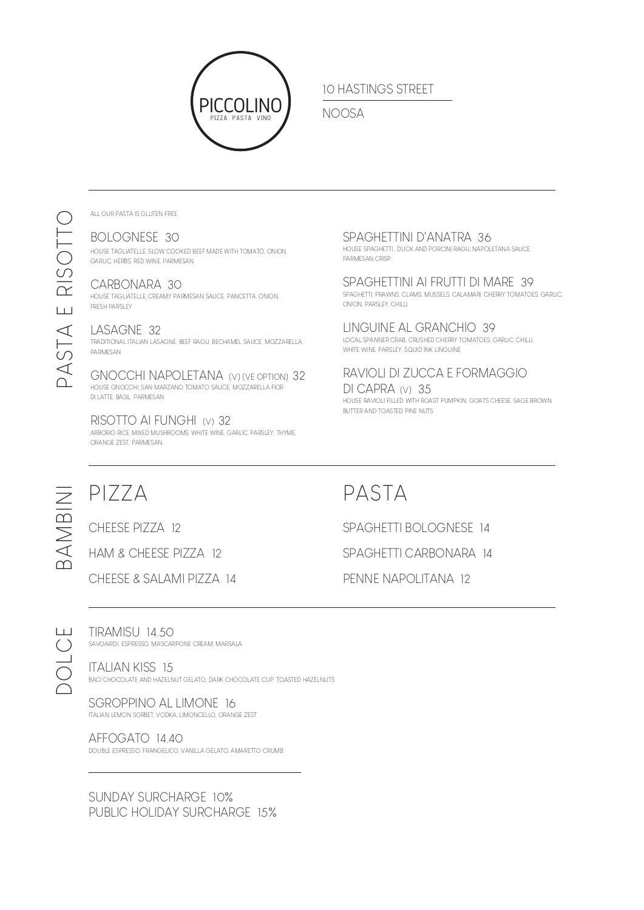# PICCOLINO

PIZZA PASTA VINO

10 HASTINGS STREET

NOOSA

## PASTA E RISOTTO

ALL OUR PASTA IS GLUTEN FREE

### BOLOGNESE 30
HOUSE TAGLIATELLE, SLOW COOKED BEEF MADE WITH TOMATO, ONION, GARLIC, HERBS, RED WINE, PARMESAN

### CARBONARA 30
HOUSE TAGLIATELLE, CREAMY PARMESAN SAUCE, PANCETTA, ONION, FRESH PARSLEY

### LASAGNE 32
TRADITIONAL ITALIAN LASAGNE, BEEF RAGU, BECHAMEL SAUCE, MOZZARELLA, PARMESAN

### GNOCCHI NAPOLETANA (V) (VE OPTION) 32
HOUSE GNOCCHI, SAN MARZANO TOMATO SAUCE, MOZZARELLA FIOR DI LATTE, BASIL, PARMESAN

### RISOTTO AI FUNGHI (V) 32
ARBORIO RICE, MIXED MUSHROOMS, WHITE WINE, GARLIC, PARSLEY, THYME, ORANGE ZEST, PARMESAN

### SPAGHETTINI D'ANATRA 36
HOUSE SPAGHETTI , DUCK AND PORCINI RAGU, NAPOLETANA SAUCE, PARMESAN CRISP

### SPAGHETTINI AI FRUTTI DI MARE 39
SPAGHETTI, PRAWNS, CLAMS, MUSSELS, CALAMARI, CHERRY TOMATOES, GARLIC, ONION, PARSLEY, CHILLI

### LINGUINE AL GRANCHIO 39
LOCAL SPANNER CRAB, CRUSHED CHERRY TOMATOES, GARLIC, CHILLI, WHITE WINE, PARSLEY, SQUID INK LINGUINE

### RAVIOLI DI ZUCCA E FORMAGGIO DI CAPRA (V) 35
HOUSE RAVIOLI FILLED WITH ROAST PUMPKIN, GOATS CHEESE, SAGE BROWN BUTTER AND TOASTED PINE NUTS

## BAMBINI

### PIZZA

CHEESE PIZZA 12

HAM & CHEESE PIZZA 12

CHEESE & SALAMI PIZZA 14

### PASTA

SPAGHETTI BOLOGNESE 14

SPAGHETTI CARBONARA 14

PENNE NAPOLITANA 12

## DOLCE

### TIRAMISU 14.50
SAVOIARDI, ESPRESSO, MASCARPONE CREAM, MARSALA

### ITALIAN KISS 15
BACI CHOCOLATE AND HAZELNUT GELATO, DARK CHOCOLATE CUP, TOASTED HAZELNUTS

### SGROPPINO AL LIMONE 16
ITALIAN LEMON SORBET, VODKA, LIMONCELLO, ORANGE ZEST

### AFFOGATO 14.40
DOUBLE ESPRESSO, FRANGELICO, VANILLA GELATO, AMARETTO CRUMB

SUNDAY SURCHARGE 10%

PUBLIC HOLIDAY SURCHARGE 15%